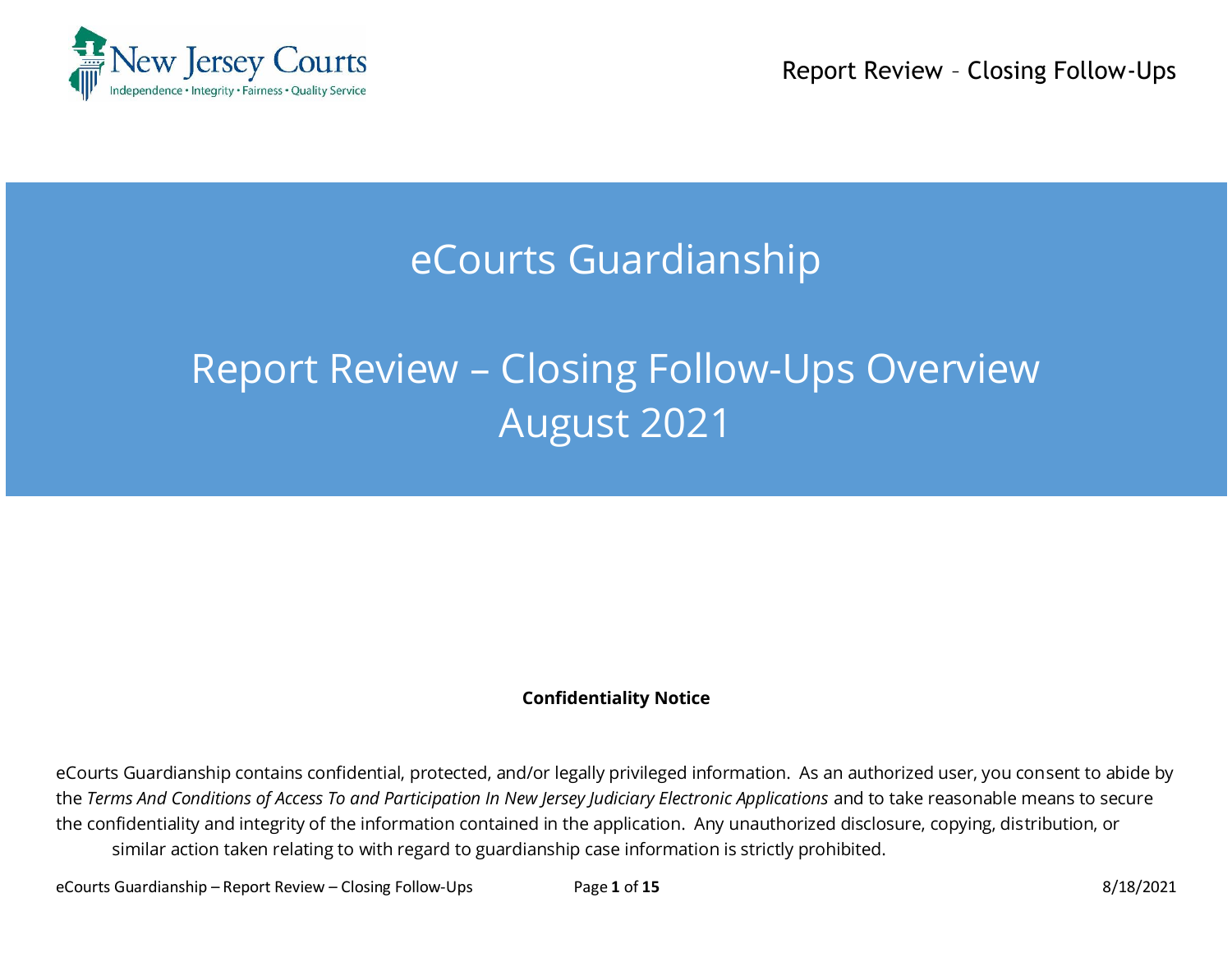# eCourts Guardianship

# Report Review – Closing Follow-Ups Overview August 2021

**Confidentiality Notice**

eCourts Guardianship contains confidential, protected, and/or legally privileged information. As an authorized user, you consent to abide by the *Terms And Conditions of Access To and Participation In New Jersey Judiciary Electronic Applications* and to take reasonable means to secure the confidentiality and integrity of the information contained in the application. Any unauthorized disclosure, copying, distribution, or similar action taken relating to with regard to guardianship case information is strictly prohibited.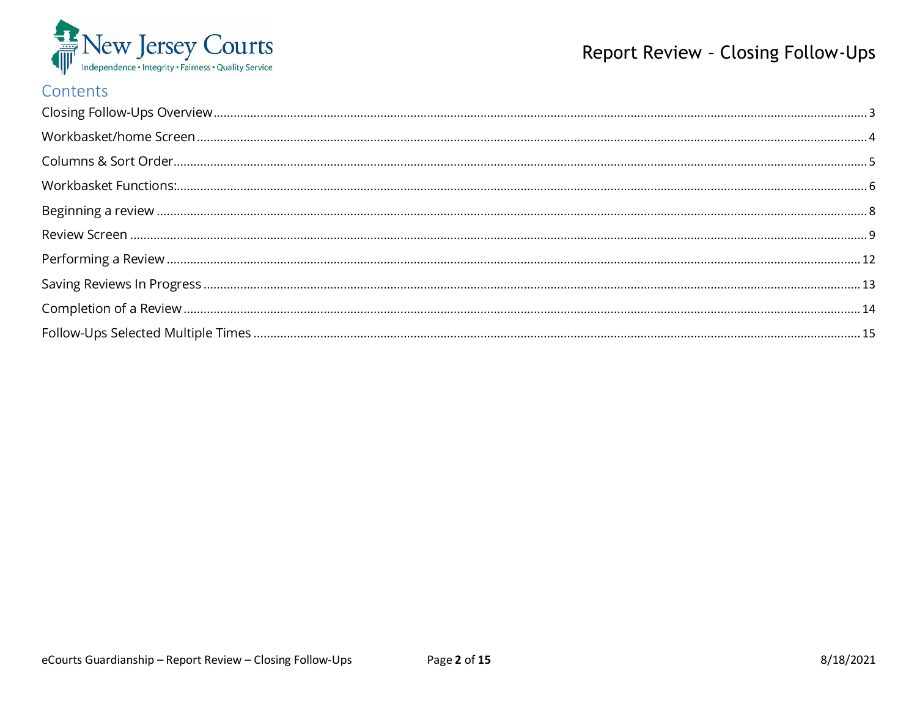## Contents

- Closing Follow-Ups Overview ........ 3
- Workbasket/home Screen ........ 4
- Columns & Sort Order ........ 5
- Workbasket Functions: ........ 6
- Beginning a review ........ 8
- Review Screen ........ 9
- Performing a Review ........ 12
- Saving Reviews In Progress ........ 13
- Completion of a Review ........ 14
- Follow-Ups Selected Multiple Times ........ 15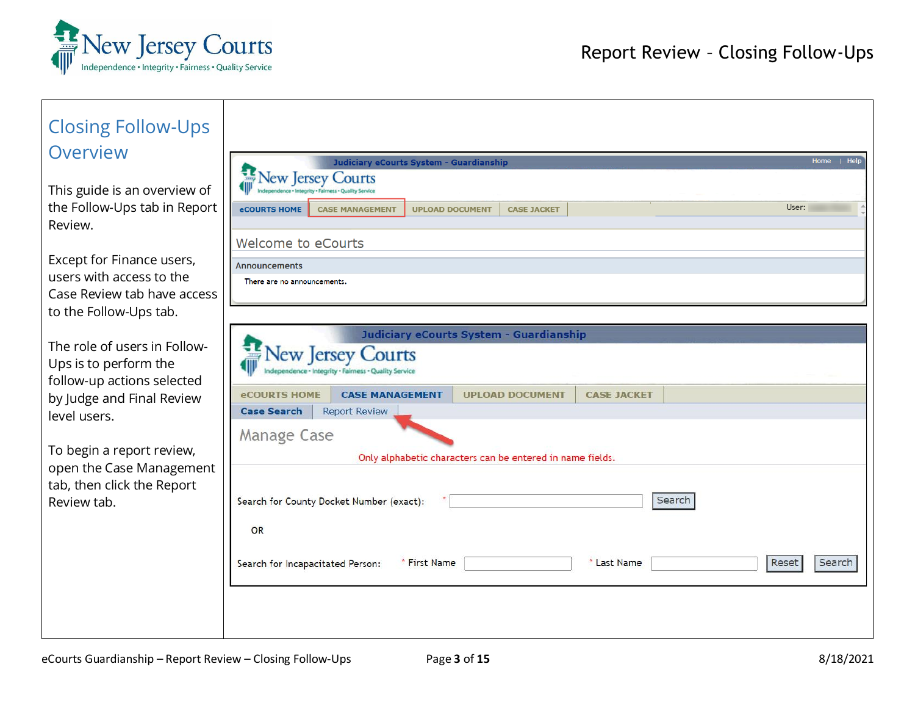## Closing Follow-Ups Overview

This guide is an overview of the Follow-Ups tab in Report Review.

Except for Finance users, users with access to the Case Review tab have access to the Follow-Ups tab.

The role of users in Follow-Ups is to perform the follow-up actions selected by Judge and Final Review level users.

To begin a report review, open the Case Management tab, then click the Report Review tab.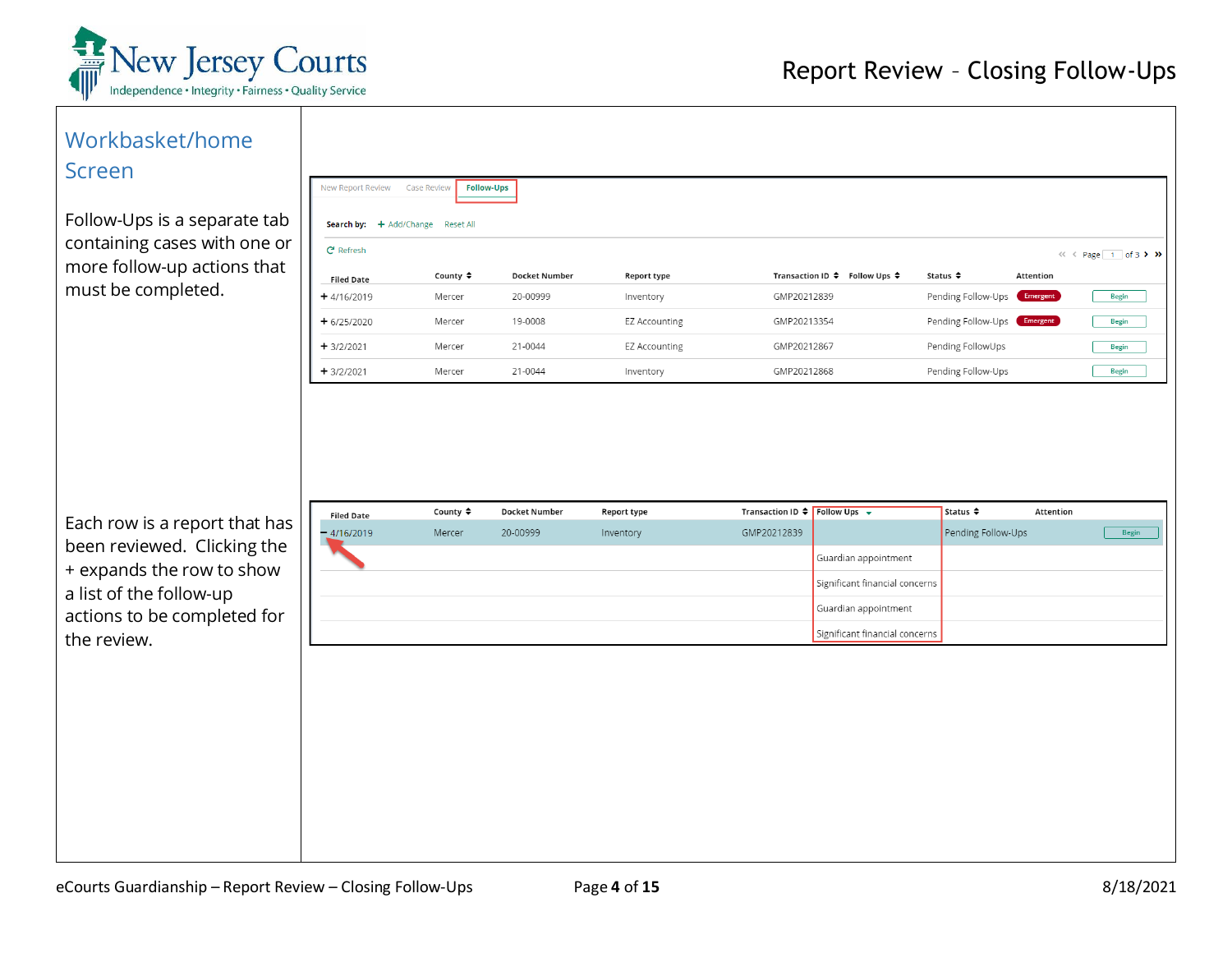## Workbasket/home Screen

Follow-Ups is a separate tab containing cases with one or more follow-up actions that must be completed.

New Report Review | Case Review | **Follow-Ups**

Search by: + Add/Change  Reset All

Refresh

Page 1 of 3

| Filed Date | County | Docket Number | Report type | Transaction ID | Follow Ups | Status | Attention | |
|---|---|---|---|---|---|---|---|---|
| + 4/16/2019 | Mercer | 20-00999 | Inventory | GMP20212839 | | Pending Follow-Ups | Emergent | Begin |
| + 6/25/2020 | Mercer | 19-0008 | EZ Accounting | GMP20213354 | | Pending Follow-Ups | Emergent | Begin |
| + 3/2/2021 | Mercer | 21-0044 | EZ Accounting | GMP20212867 | | Pending FollowUps | | Begin |
| + 3/2/2021 | Mercer | 21-0044 | Inventory | GMP20212868 | | Pending Follow-Ups | | Begin |

Each row is a report that has been reviewed. Clicking the + expands the row to show a list of the follow-up actions to be completed for the review.

| Filed Date | County | Docket Number | Report type | Transaction ID | Follow Ups | Status | Attention | |
|---|---|---|---|---|---|---|---|---|
| – 4/16/2019 | Mercer | 20-00999 | Inventory | GMP20212839 | | Pending Follow-Ups | | Begin |
| | | | | | Guardian appointment | | | |
| | | | | | Significant financial concerns | | | |
| | | | | | Guardian appointment | | | |
| | | | | | Significant financial concerns | | | |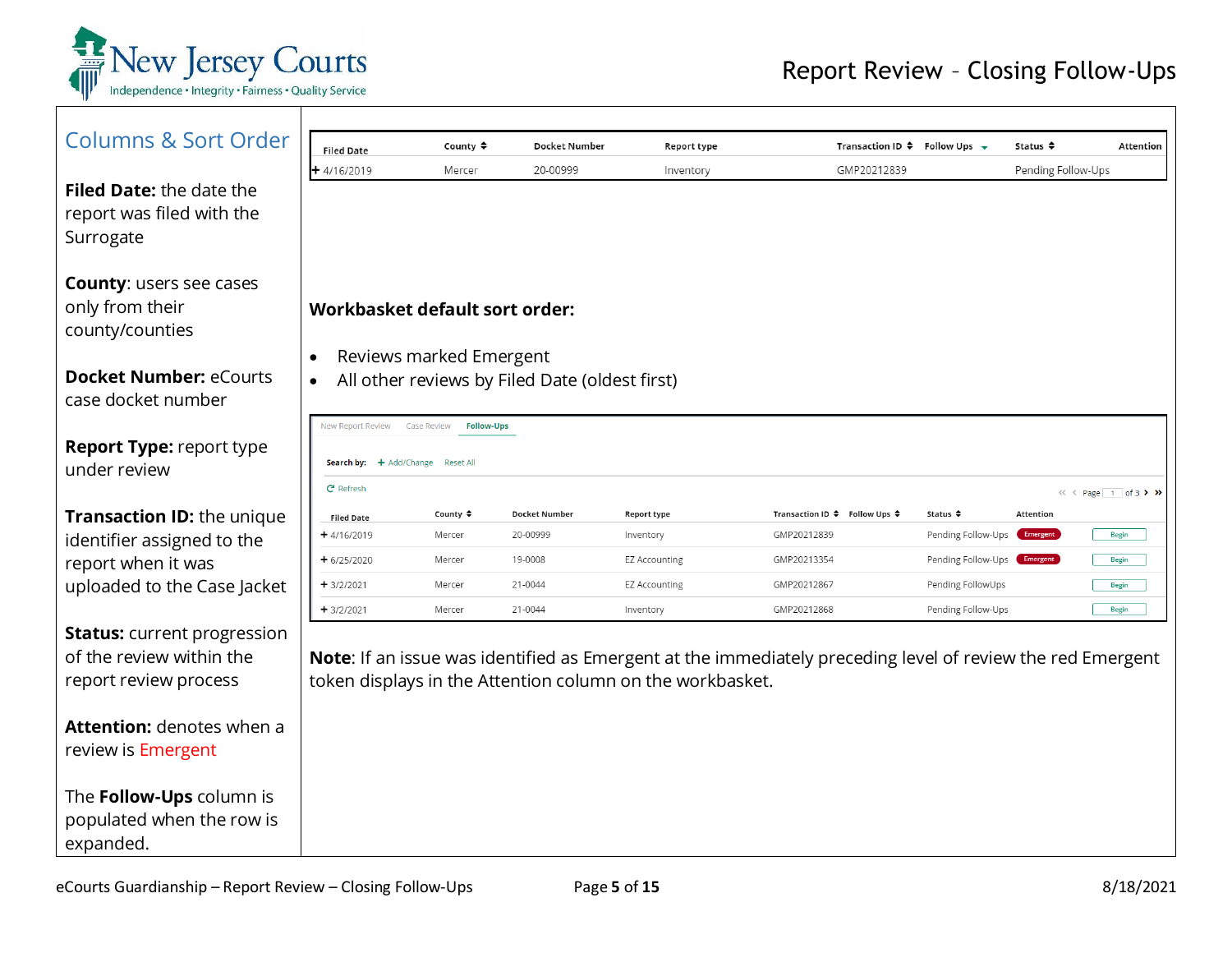# Report Review – Closing Follow-Ups

## Columns & Sort Order

**Filed Date:** the date the report was filed with the Surrogate

**County**: users see cases only from their county/counties

**Docket Number:** eCourts case docket number

**Report Type:** report type under review

**Transaction ID:** the unique identifier assigned to the report when it was uploaded to the Case Jacket

**Status:** current progression of the review within the report review process

**Attention:** denotes when a review is Emergent

The **Follow-Ups** column is populated when the row is expanded.

| Filed Date | County | Docket Number | Report type | Transaction ID | Follow Ups | Status | Attention |
|---|---|---|---|---|---|---|---|
| + 4/16/2019 | Mercer | 20-00999 | Inventory | GMP20212839 | | Pending Follow-Ups | |

**Workbasket default sort order:**

- Reviews marked Emergent
- All other reviews by Filed Date (oldest first)

New Report Review | Case Review | Follow-Ups

Search by: + Add/Change Reset All

Refresh

Page 1 of 3

| Filed Date | County | Docket Number | Report type | Transaction ID | Follow Ups | Status | Attention | |
|---|---|---|---|---|---|---|---|---|
| + 4/16/2019 | Mercer | 20-00999 | Inventory | GMP20212839 | | Pending Follow-Ups | Emergent | Begin |
| + 6/25/2020 | Mercer | 19-0008 | EZ Accounting | GMP20213354 | | Pending Follow-Ups | Emergent | Begin |
| + 3/2/2021 | Mercer | 21-0044 | EZ Accounting | GMP20212867 | | Pending FollowUps | | Begin |
| + 3/2/2021 | Mercer | 21-0044 | Inventory | GMP20212868 | | Pending Follow-Ups | | Begin |

**Note**: If an issue was identified as Emergent at the immediately preceding level of review the red Emergent token displays in the Attention column on the workbasket.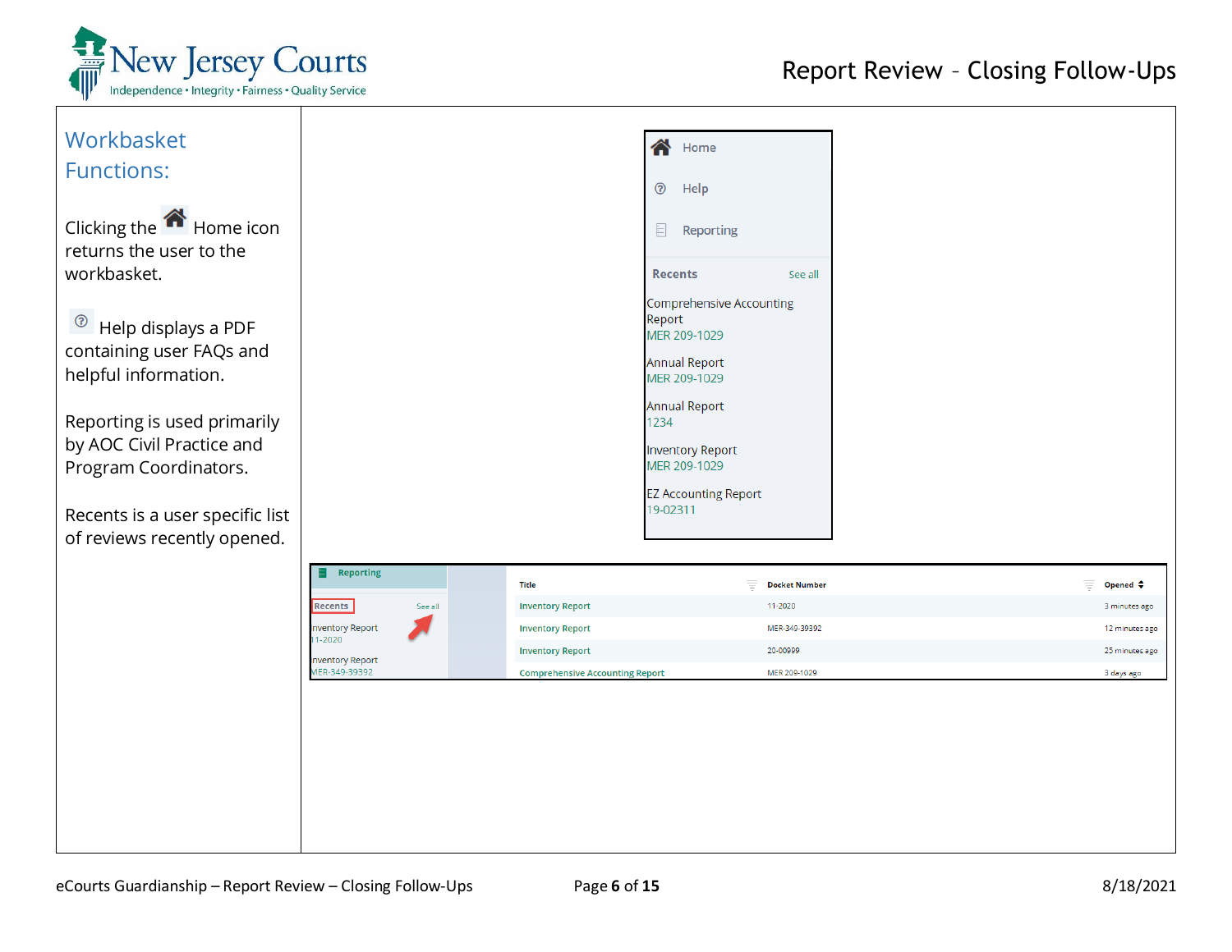## Workbasket Functions:

Clicking the Home icon returns the user to the workbasket.

Help displays a PDF containing user FAQs and helpful information.

Reporting is used primarily by AOC Civil Practice and Program Coordinators.

Recents is a user specific list of reviews recently opened.

Home

Help

Reporting

Recents See all

Comprehensive Accounting Report
MER 209-1029

Annual Report
MER 209-1029

Annual Report
1234

Inventory Report
MER 209-1029

EZ Accounting Report
19-02311

Reporting

Recents See all

Inventory Report
11-2020

Inventory Report
MER-349-39392

| Title | Docket Number | Opened |
|---|---|---|
| Inventory Report | 11-2020 | 3 minutes ago |
| Inventory Report | MER-349-39392 | 12 minutes ago |
| Inventory Report | 20-00999 | 25 minutes ago |
| Comprehensive Accounting Report | MER 209-1029 | 3 days ago |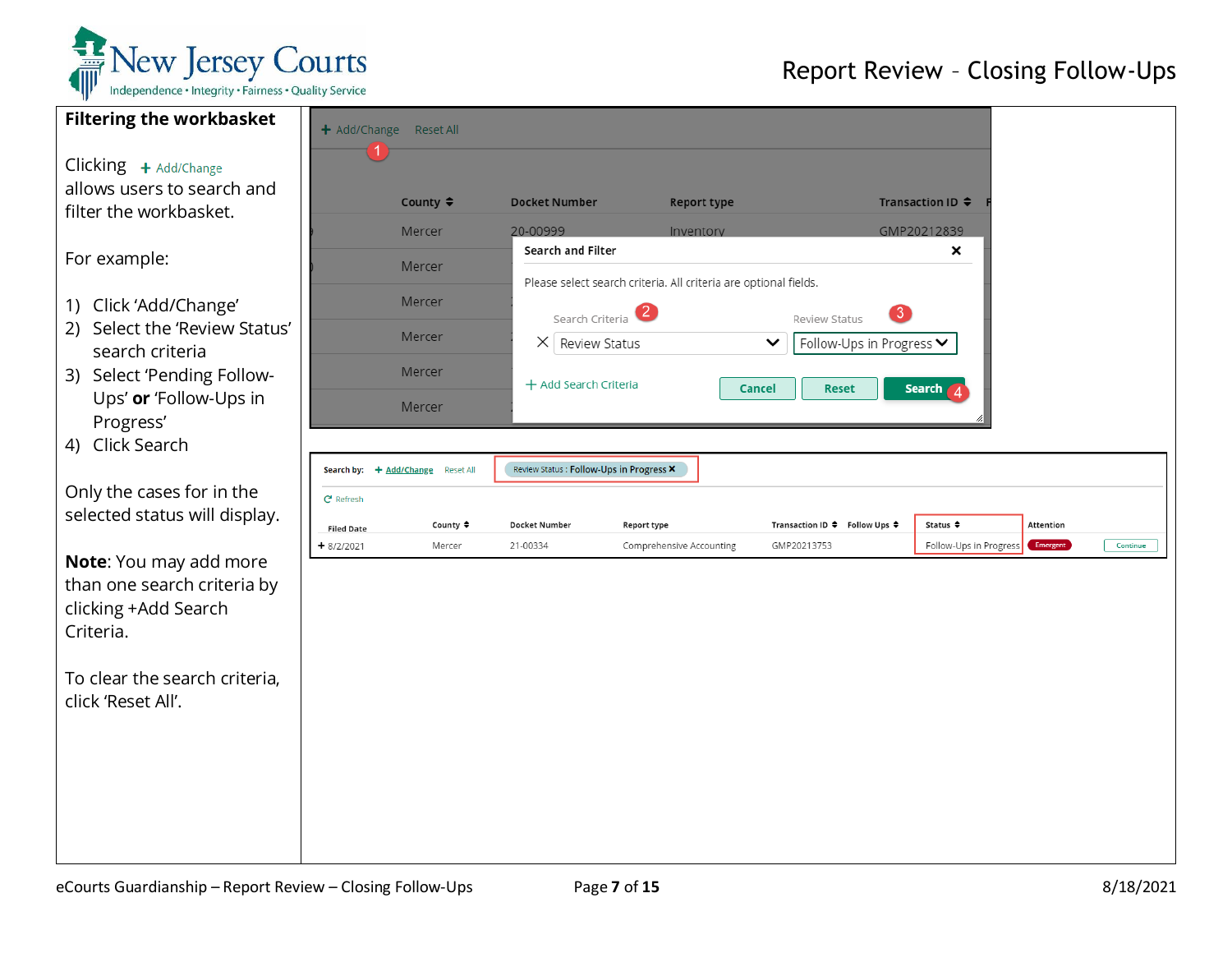## Filtering the workbasket

Clicking + Add/Change allows users to search and filter the workbasket.

For example:

1) Click 'Add/Change'
2) Select the 'Review Status' search criteria
3) Select 'Pending Follow-Ups' **or** 'Follow-Ups in Progress'
4) Click Search

Only the cases for in the selected status will display.

**Note**: You may add more than one search criteria by clicking +Add Search Criteria.

To clear the search criteria, click 'Reset All'.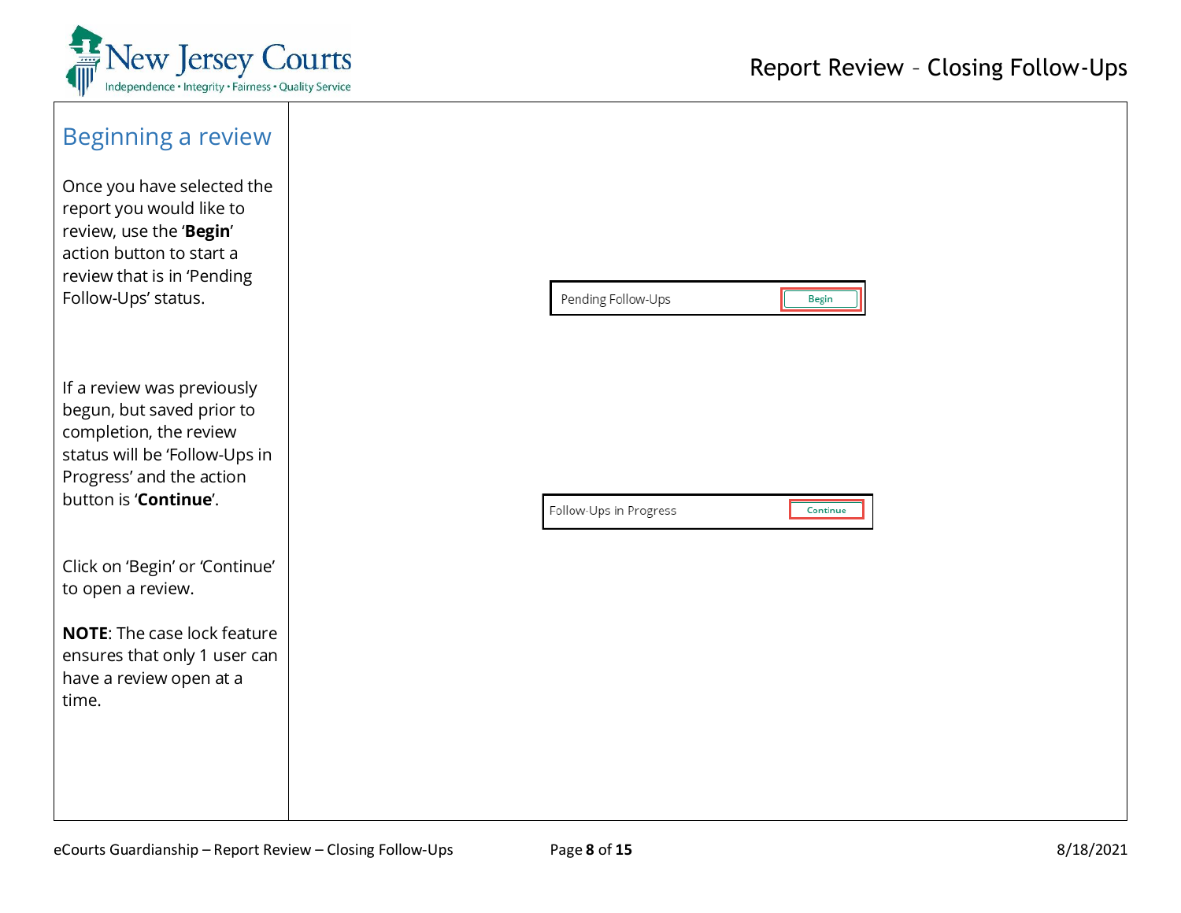## Beginning a review

Once you have selected the report you would like to review, use the '**Begin**' action button to start a review that is in 'Pending Follow-Ups' status.

Pending Follow-Ups | Begin

If a review was previously begun, but saved prior to completion, the review status will be 'Follow-Ups in Progress' and the action button is '**Continue**'.

Follow-Ups in Progress | Continue

Click on 'Begin' or 'Continue' to open a review.

**NOTE**: The case lock feature ensures that only 1 user can have a review open at a time.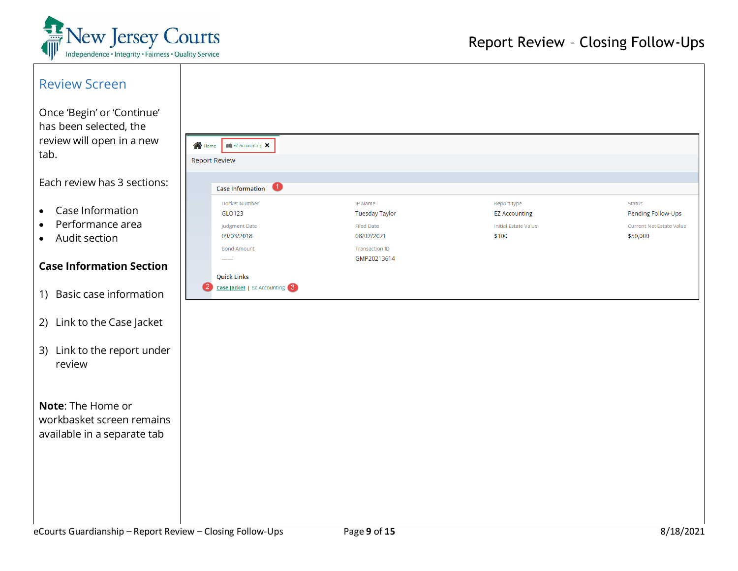## Review Screen

Once 'Begin' or 'Continue' has been selected, the review will open in a new tab.

Each review has 3 sections:

- Case Information
- Performance area
- Audit section

**Case Information Section**

1) Basic case information
2) Link to the Case Jacket
3) Link to the report under review

**Note**: The Home or workbasket screen remains available in a separate tab

Home | EZ Accounting ✖

Report Review

Case Information (1)

| Docket Number | IP Name | Report type | Status |
| --- | --- | --- | --- |
| GLO123 | Tuesday Taylor | EZ Accounting | Pending Follow-Ups |
| **Judgment Date** | **Filed Date** | **Initial Estate Value** | **Current Net Estate Value** |
| 09/03/2018 | 08/02/2021 | $100 | $50,000 |
| **Bond Amount** | **Transaction ID** | | |
| —— | GMP20213614 | | |

Quick Links

(2) Case Jacket | EZ Accounting (3)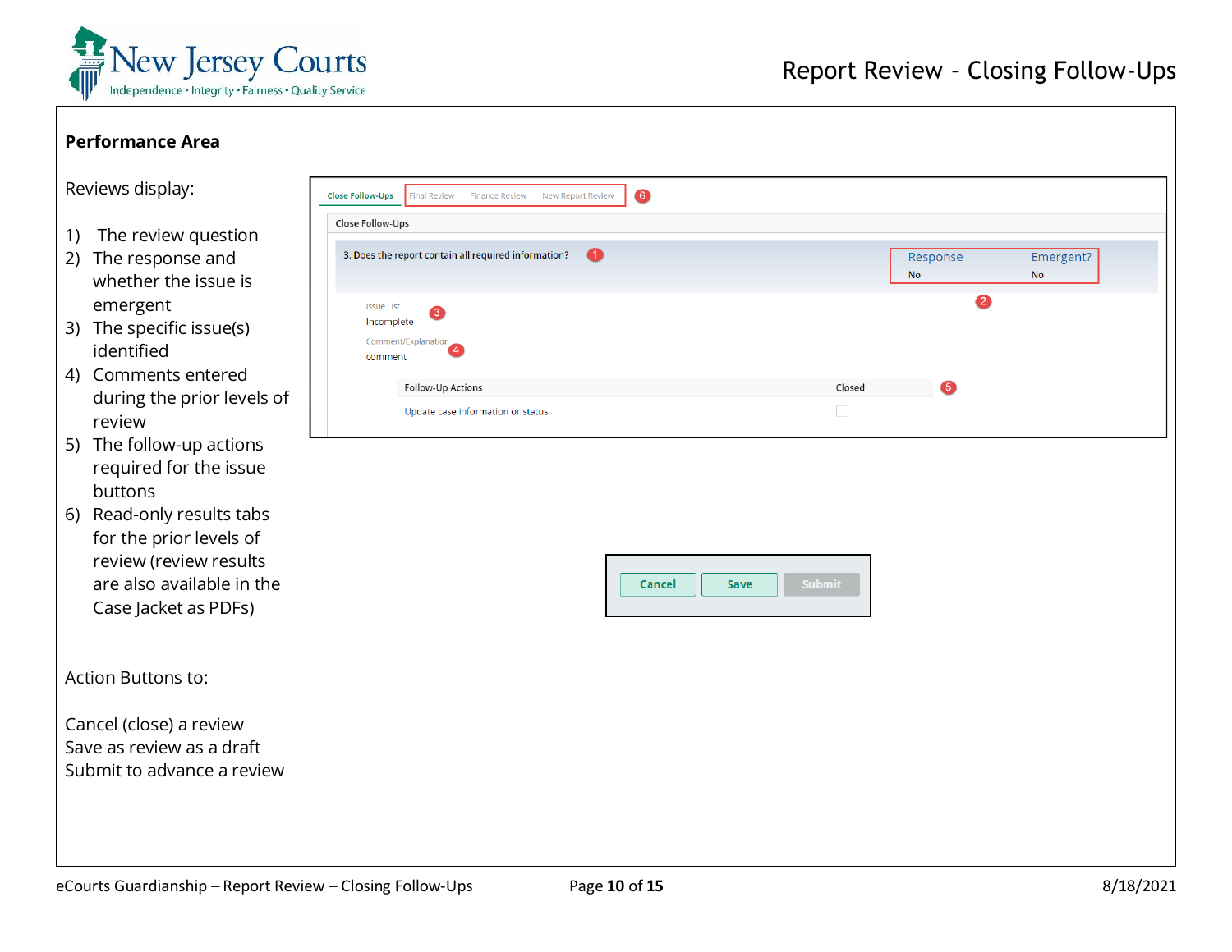# Report Review – Closing Follow-Ups

**Performance Area**

Reviews display:

1) The review question
2) The response and whether the issue is emergent
3) The specific issue(s) identified
4) Comments entered during the prior levels of review
5) The follow-up actions required for the issue buttons
6) Read-only results tabs for the prior levels of review (review results are also available in the Case Jacket as PDFs)

Action Buttons to:

Cancel (close) a review
Save as review as a draft
Submit to advance a review

Close Follow-Ups | Final Review | Finance Review | New Report Review (6)

Close Follow-Ups

3. Does the report contain all required information? (1)

| Response | Emergent? |
| --- | --- |
| No | No |

(2)

Issue List (3)
Incomplete

Comment/Explanation (4)
comment

| Follow-Up Actions | Closed |
| --- | --- |
| Update case information or status | ☐ |

(5)

Cancel | Save | Submit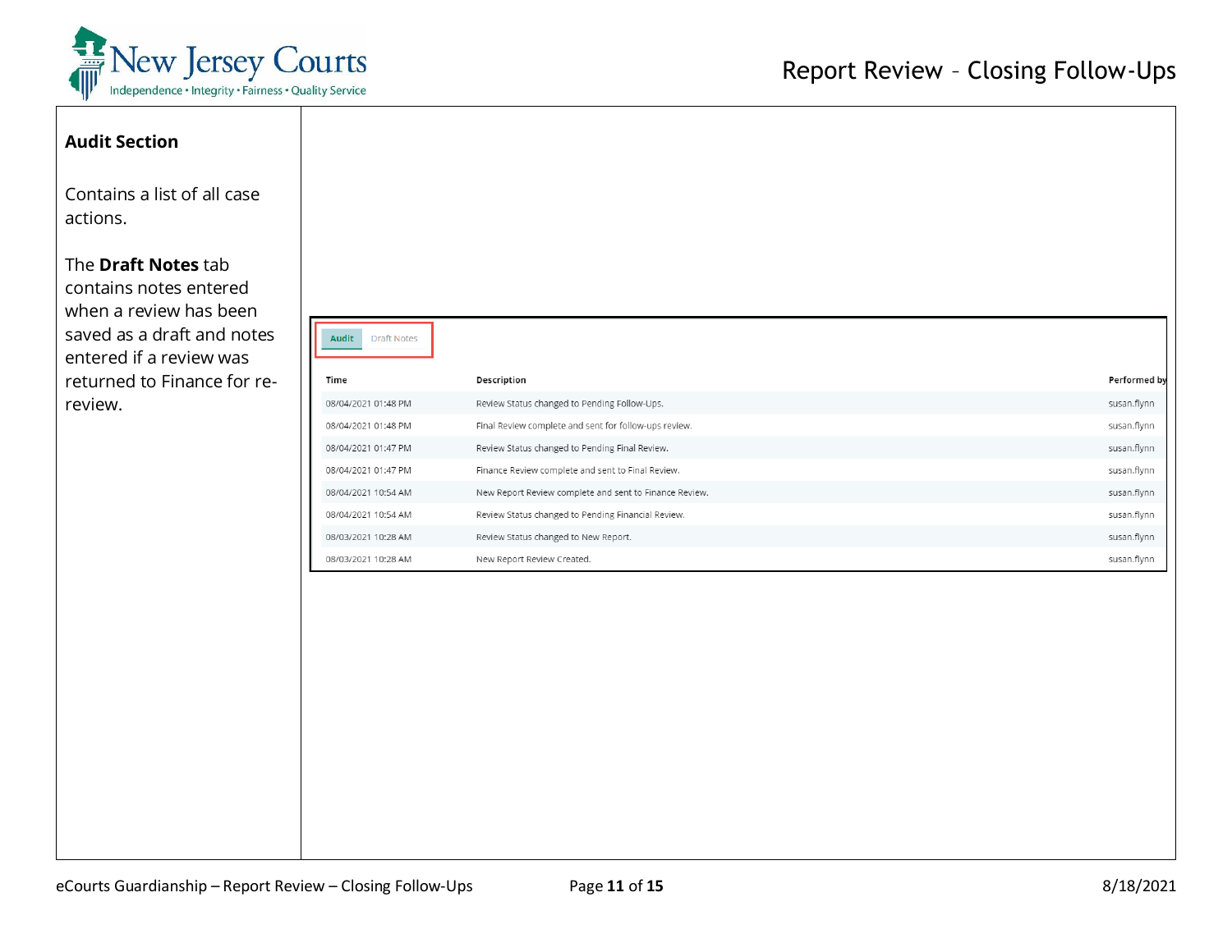**Audit Section**

Contains a list of all case actions.

The **Draft Notes** tab contains notes entered when a review has been saved as a draft and notes entered if a review was returned to Finance for re-review.

Audit | Draft Notes

| Time | Description | Performed by |
| --- | --- | --- |
| 08/04/2021 01:48 PM | Review Status changed to Pending Follow-Ups. | susan.flynn |
| 08/04/2021 01:48 PM | Final Review complete and sent for follow-ups review. | susan.flynn |
| 08/04/2021 01:47 PM | Review Status changed to Pending Final Review. | susan.flynn |
| 08/04/2021 01:47 PM | Finance Review complete and sent to Final Review. | susan.flynn |
| 08/04/2021 10:54 AM | New Report Review complete and sent to Finance Review. | susan.flynn |
| 08/04/2021 10:54 AM | Review Status changed to Pending Financial Review. | susan.flynn |
| 08/03/2021 10:28 AM | Review Status changed to New Report. | susan.flynn |
| 08/03/2021 10:28 AM | New Report Review Created. | susan.flynn |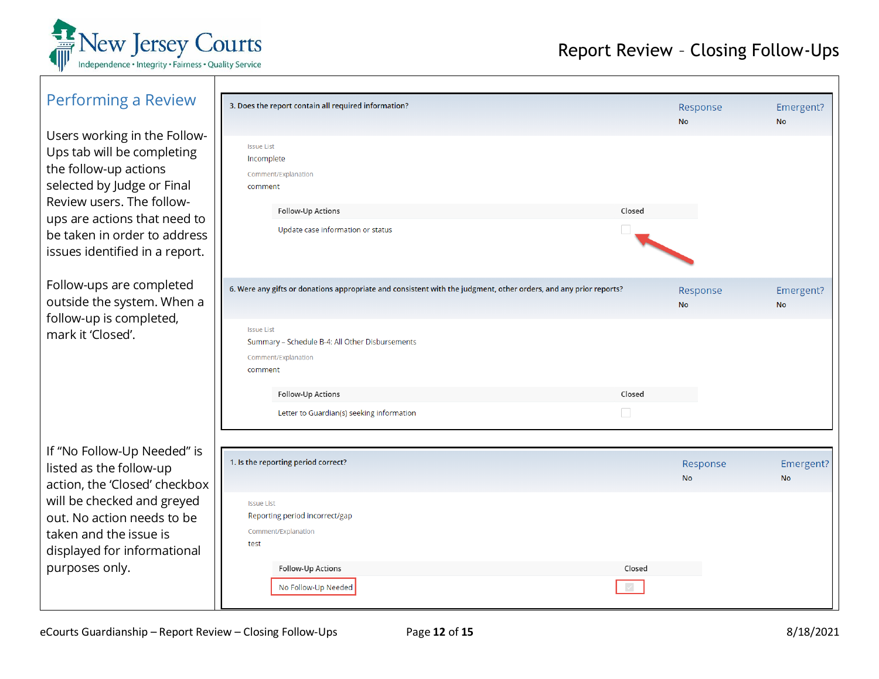## Performing a Review

Users working in the Follow-Ups tab will be completing the follow-up actions selected by Judge or Final Review users. The follow-ups are actions that need to be taken in order to address issues identified in a report.

Follow-ups are completed outside the system. When a follow-up is completed, mark it 'Closed'.

**3. Does the report contain all required information?**

| Response | Emergent? |
| --- | --- |
| No | No |

Issue List
Incomplete

Comment/Explanation
comment

| Follow-Up Actions | Closed |
| --- | --- |
| Update case information or status | ☐ |

**6. Were any gifts or donations appropriate and consistent with the judgment, other orders, and any prior reports?**

| Response | Emergent? |
| --- | --- |
| No | No |

Issue List
Summary – Schedule B-4: All Other Disbursements

Comment/Explanation
comment

| Follow-Up Actions | Closed |
| --- | --- |
| Letter to Guardian(s) seeking information | ☐ |

If "No Follow-Up Needed" is listed as the follow-up action, the 'Closed' checkbox will be checked and greyed out. No action needs to be taken and the issue is displayed for informational purposes only.

**1. Is the reporting period correct?**

| Response | Emergent? |
| --- | --- |
| No | No |

Issue List
Reporting period incorrect/gap

Comment/Explanation
test

| Follow-Up Actions | Closed |
| --- | --- |
| No Follow-Up Needed | ☑ |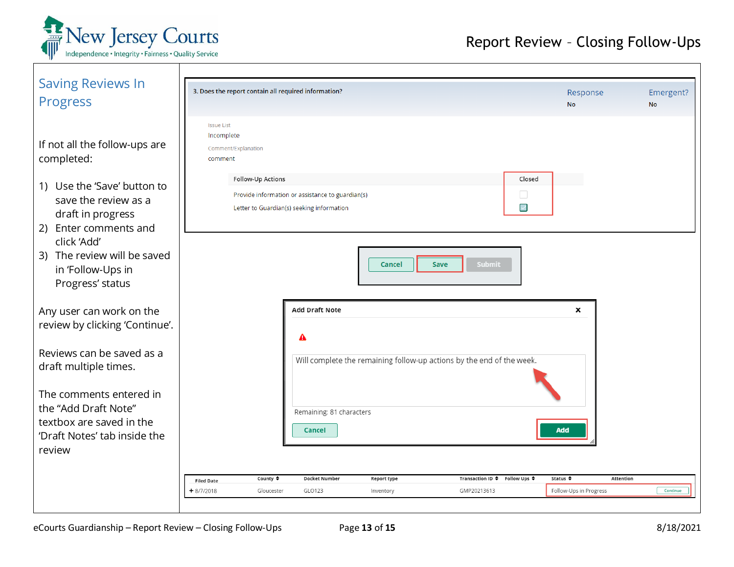# Report Review – Closing Follow-Ups

## Saving Reviews In Progress

If not all the follow-ups are completed:

1) Use the 'Save' button to save the review as a draft in progress
2) Enter comments and click 'Add'
3) The review will be saved in 'Follow-Ups in Progress' status

Any user can work on the review by clicking 'Continue'.

Reviews can be saved as a draft multiple times.

The comments entered in the "Add Draft Note" textbox are saved in the 'Draft Notes' tab inside the review

3. Does the report contain all required information?

Response: No

Emergent?: No

Issue List

Incomplete

Comment/Explanation

comment

| Follow-Up Actions | Closed |
|---|---|
| Provide information or assistance to guardian(s) | ☐ |
| Letter to Guardian(s) seeking information | ☑ |

Cancel | Save | Submit

**Add Draft Note**

Will complete the remaining follow-up actions by the end of the week.

Remaining: 81 characters

Cancel | Add

| Filed Date | County | Docket Number | Report type | Transaction ID | Follow Ups | Status | Attention |
|---|---|---|---|---|---|---|---|
| + 8/7/2018 | Gloucester | GLO123 | Inventory | GMP20213613 | | Follow-Ups in Progress | Continue |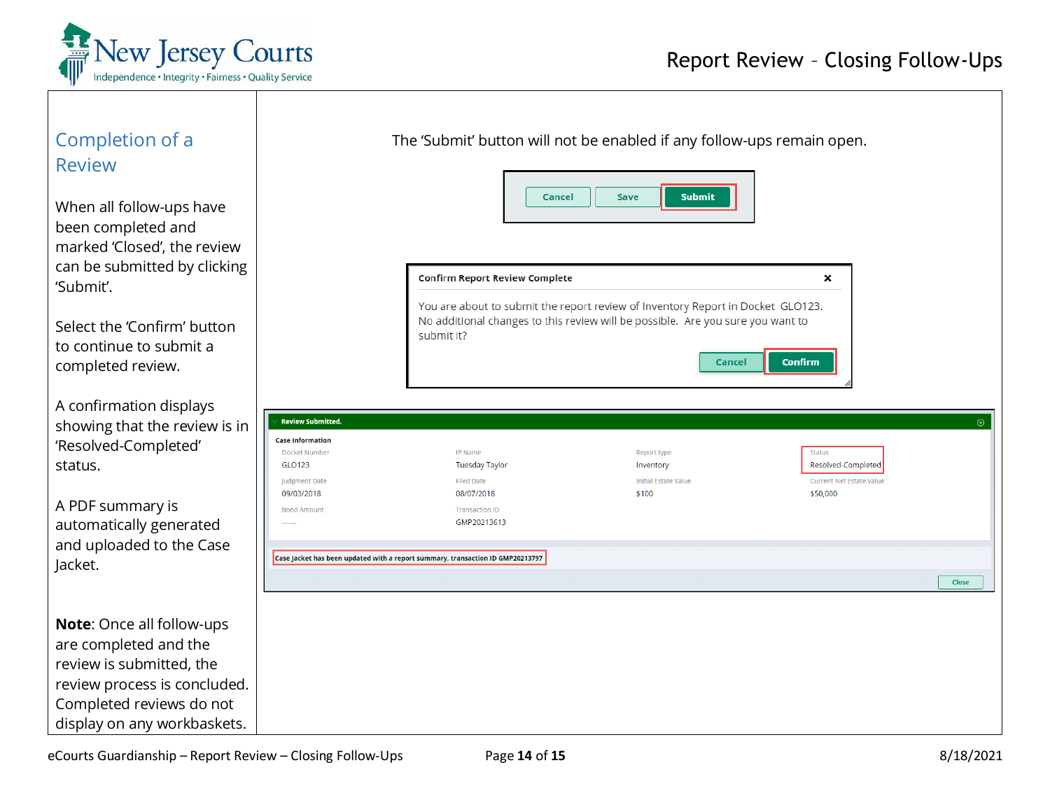## Completion of a Review

When all follow-ups have been completed and marked 'Closed', the review can be submitted by clicking 'Submit'.

The 'Submit' button will not be enabled if any follow-ups remain open.

Cancel | Save | **Submit**

Select the 'Confirm' button to continue to submit a completed review.

**Confirm Report Review Complete**

You are about to submit the report review of Inventory Report in Docket GLO123. No additional changes to this review will be possible. Are you sure you want to submit it?

Cancel | **Confirm**

A confirmation displays showing that the review is in 'Resolved-Completed' status.

**Review Submitted.**

**Case Information**

| Docket Number | IP Name | Report type | Status |
|---|---|---|---|
| GLO123 | Tuesday Taylor | Inventory | Resolved-Completed |
| **Judgment Date** | **Filed Date** | **Initial Estate Value** | **Current Net Estate Value** |
| 09/03/2018 | 08/07/2018 | $100 | $50,000 |
| **Bond Amount** | **Transaction ID** | | |
| ---- | GMP20213613 | | |

Case Jacket has been updated with a report summary, transaction ID GMP20213797

Close

A PDF summary is automatically generated and uploaded to the Case Jacket.

**Note**: Once all follow-ups are completed and the review is submitted, the review process is concluded. Completed reviews do not display on any workbaskets.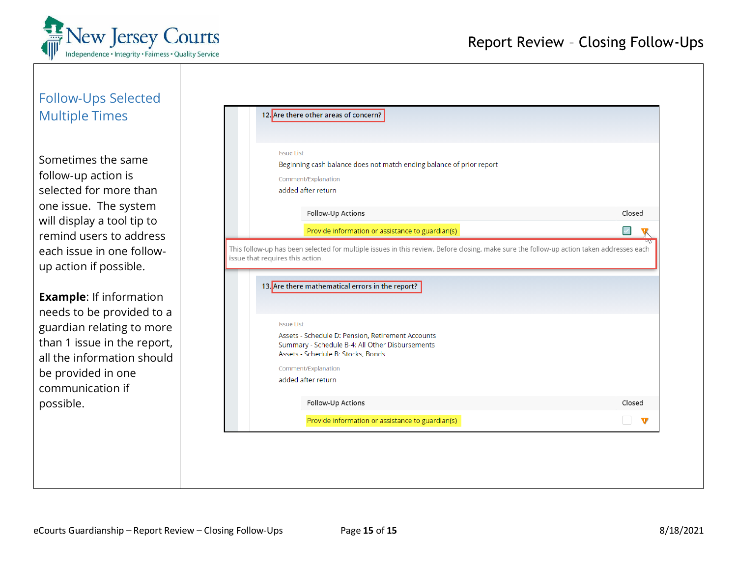## Follow-Ups Selected Multiple Times

Sometimes the same follow-up action is selected for more than one issue. The system will display a tool tip to remind users to address each issue in one follow-up action if possible.

**Example**: If information needs to be provided to a guardian relating to more than 1 issue in the report, all the information should be provided in one communication if possible.

12. Are there other areas of concern?

Issue List

Beginning cash balance does not match ending balance of prior report

Comment/Explanation

added after return

| Follow-Up Actions | Closed |
| --- | --- |
| Provide information or assistance to guardian(s) | ☑ |

This follow-up has been selected for multiple issues in this review. Before closing, make sure the follow-up action taken addresses each issue that requires this action.

13. Are there mathematical errors in the report?

Issue List

Assets - Schedule D: Pension, Retirement Accounts
Summary - Schedule B-4: All Other Disbursements
Assets - Schedule B: Stocks, Bonds

Comment/Explanation

added after return

| Follow-Up Actions | Closed |
| --- | --- |
| Provide information or assistance to guardian(s) | ☐ |